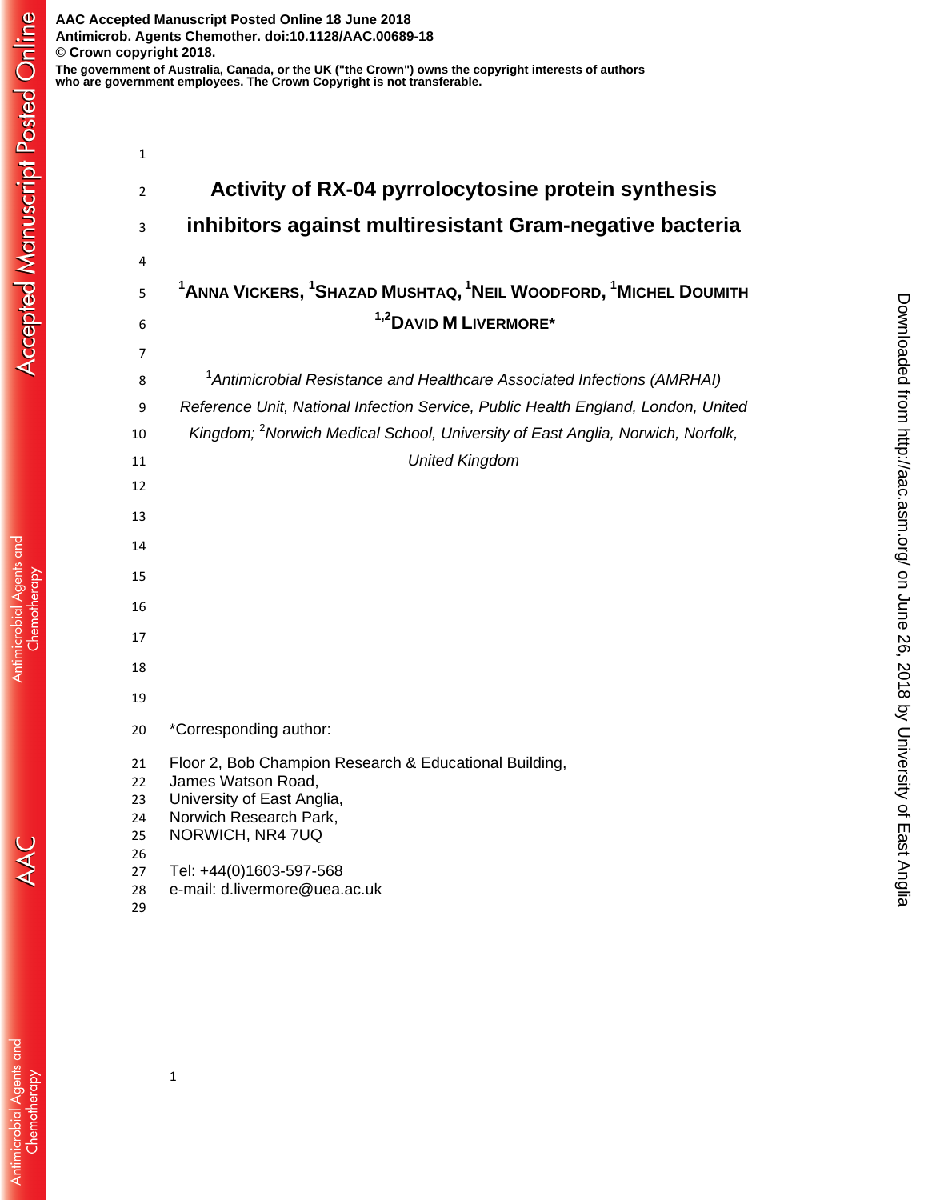# Activity of RX-04 pyrrolocytosine protein synthesis inhibitors against multiresistant Gram-negative bacteria

[1]Anna Vickers, [1]Shazad Mushtaq, [1]Neil Woodford, [1]Michel Doumith [1,2]David M Livermore*

[1]*Antimicrobial Resistance and Healthcare Associated Infections (AMRHAI) Reference Unit, National Infection Service, Public Health England, London, United Kingdom;* [2]*Norwich Medical School, University of East Anglia, Norwich, Norfolk, United Kingdom*

*Corresponding author:

Floor 2, Bob Champion Research & Educational Building,
James Watson Road,
University of East Anglia,
Norwich Research Park,
NORWICH, NR4 7UQ

Tel: +44(0)1603-597-568
e-mail: d.livermore@uea.ac.uk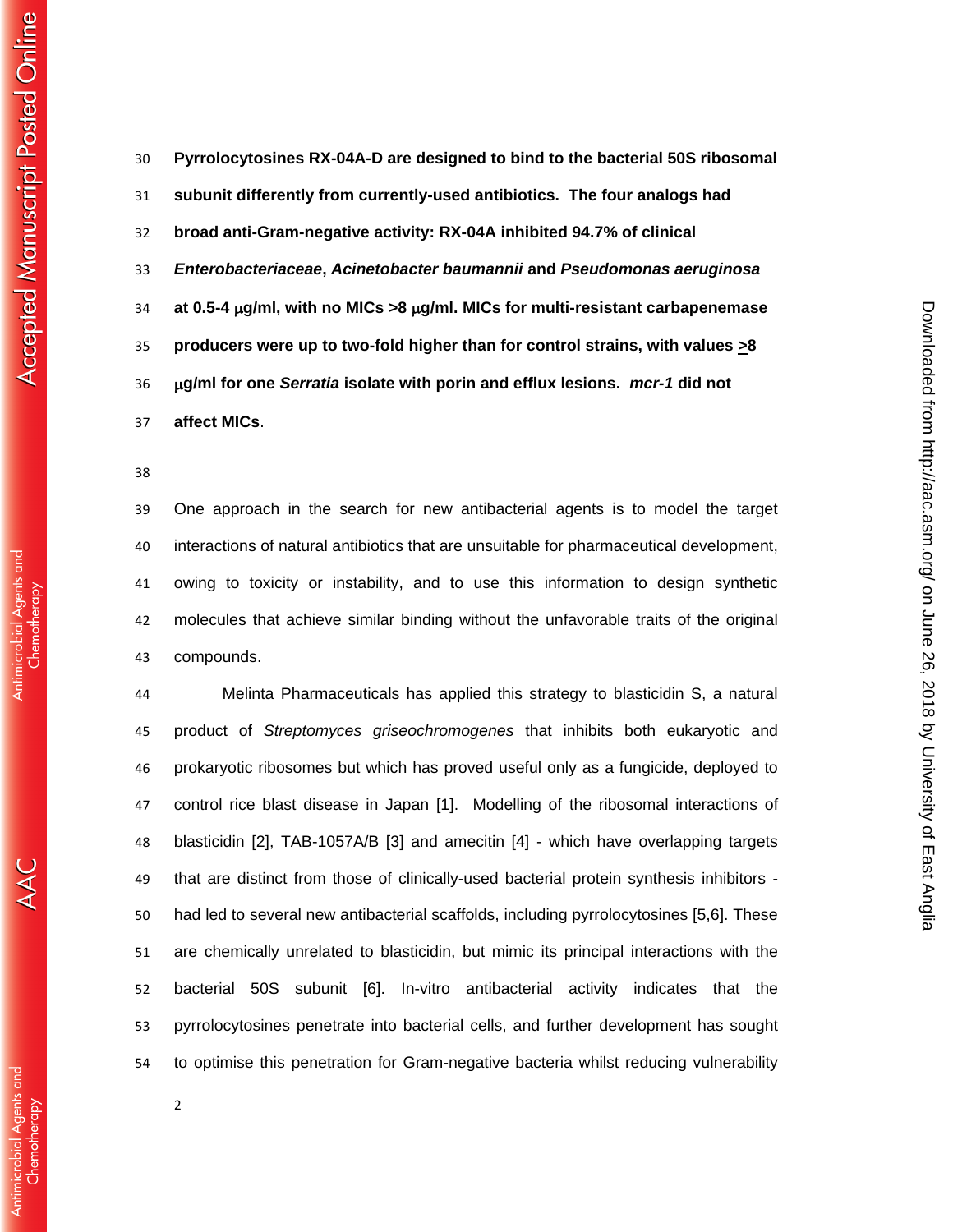**Pyrrolocytosines RX-04A-D are designed to bind to the bacterial 50S ribosomal subunit differently from currently-used antibiotics. The four analogs had broad anti-Gram-negative activity: RX-04A inhibited 94.7% of clinical *Enterobacteriaceae*, *Acinetobacter baumannii* and *Pseudomonas aeruginosa* at 0.5-4 μg/ml, with no MICs >8 μg/ml. MICs for multi-resistant carbapenemase producers were up to two-fold higher than for control strains, with values ≥8 μg/ml for one *Serratia* isolate with porin and efflux lesions. *mcr-1* did not affect MICs**.

One approach in the search for new antibacterial agents is to model the target interactions of natural antibiotics that are unsuitable for pharmaceutical development, owing to toxicity or instability, and to use this information to design synthetic molecules that achieve similar binding without the unfavorable traits of the original compounds.

Melinta Pharmaceuticals has applied this strategy to blasticidin S, a natural product of *Streptomyces griseochromogenes* that inhibits both eukaryotic and prokaryotic ribosomes but which has proved useful only as a fungicide, deployed to control rice blast disease in Japan [1]. Modelling of the ribosomal interactions of blasticidin [2], TAB-1057A/B [3] and amecitin [4] - which have overlapping targets that are distinct from those of clinically-used bacterial protein synthesis inhibitors - had led to several new antibacterial scaffolds, including pyrrolocytosines [5,6]. These are chemically unrelated to blasticidin, but mimic its principal interactions with the bacterial 50S subunit [6]. In-vitro antibacterial activity indicates that the pyrrolocytosines penetrate into bacterial cells, and further development has sought to optimise this penetration for Gram-negative bacteria whilst reducing vulnerability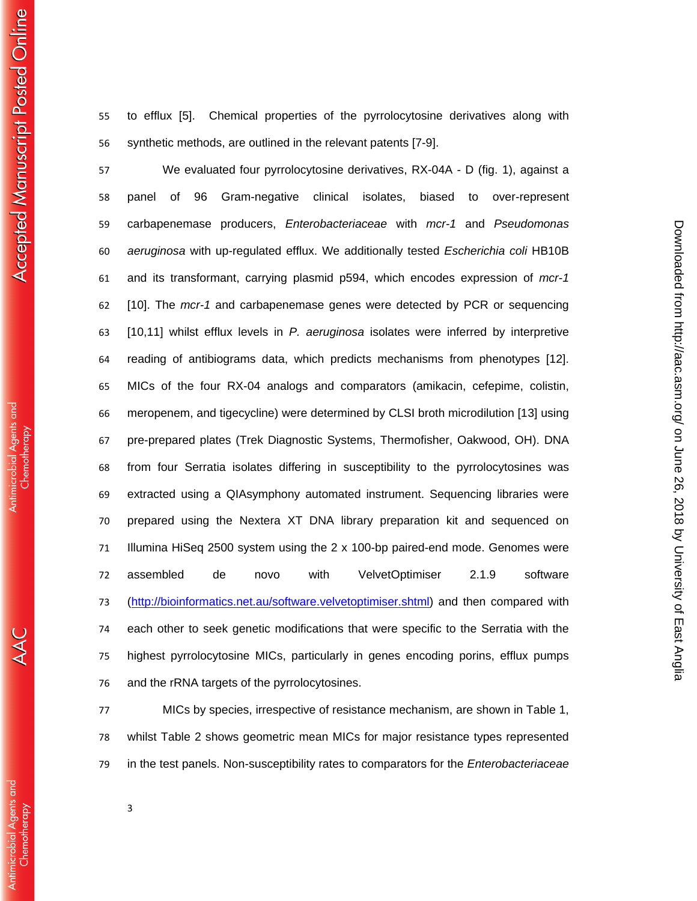to efflux [5]. Chemical properties of the pyrrolocytosine derivatives along with synthetic methods, are outlined in the relevant patents [7-9].

We evaluated four pyrrolocytosine derivatives, RX-04A - D (fig. 1), against a panel of 96 Gram-negative clinical isolates, biased to over-represent carbapenemase producers, *Enterobacteriaceae* with *mcr-1* and *Pseudomonas aeruginosa* with up-regulated efflux. We additionally tested *Escherichia coli* HB10B and its transformant, carrying plasmid p594, which encodes expression of *mcr-1* [10]. The *mcr-1* and carbapenemase genes were detected by PCR or sequencing [10,11] whilst efflux levels in *P. aeruginosa* isolates were inferred by interpretive reading of antibiograms data, which predicts mechanisms from phenotypes [12]. MICs of the four RX-04 analogs and comparators (amikacin, cefepime, colistin, meropenem, and tigecycline) were determined by CLSI broth microdilution [13] using pre-prepared plates (Trek Diagnostic Systems, Thermofisher, Oakwood, OH). DNA from four Serratia isolates differing in susceptibility to the pyrrolocytosines was extracted using a QIAsymphony automated instrument. Sequencing libraries were prepared using the Nextera XT DNA library preparation kit and sequenced on Illumina HiSeq 2500 system using the 2 x 100-bp paired-end mode. Genomes were assembled de novo with VelvetOptimiser 2.1.9 software (http://bioinformatics.net.au/software.velvetoptimiser.shtml) and then compared with each other to seek genetic modifications that were specific to the Serratia with the highest pyrrolocytosine MICs, particularly in genes encoding porins, efflux pumps and the rRNA targets of the pyrrolocytosines.

MICs by species, irrespective of resistance mechanism, are shown in Table 1, whilst Table 2 shows geometric mean MICs for major resistance types represented in the test panels. Non-susceptibility rates to comparators for the *Enterobacteriaceae*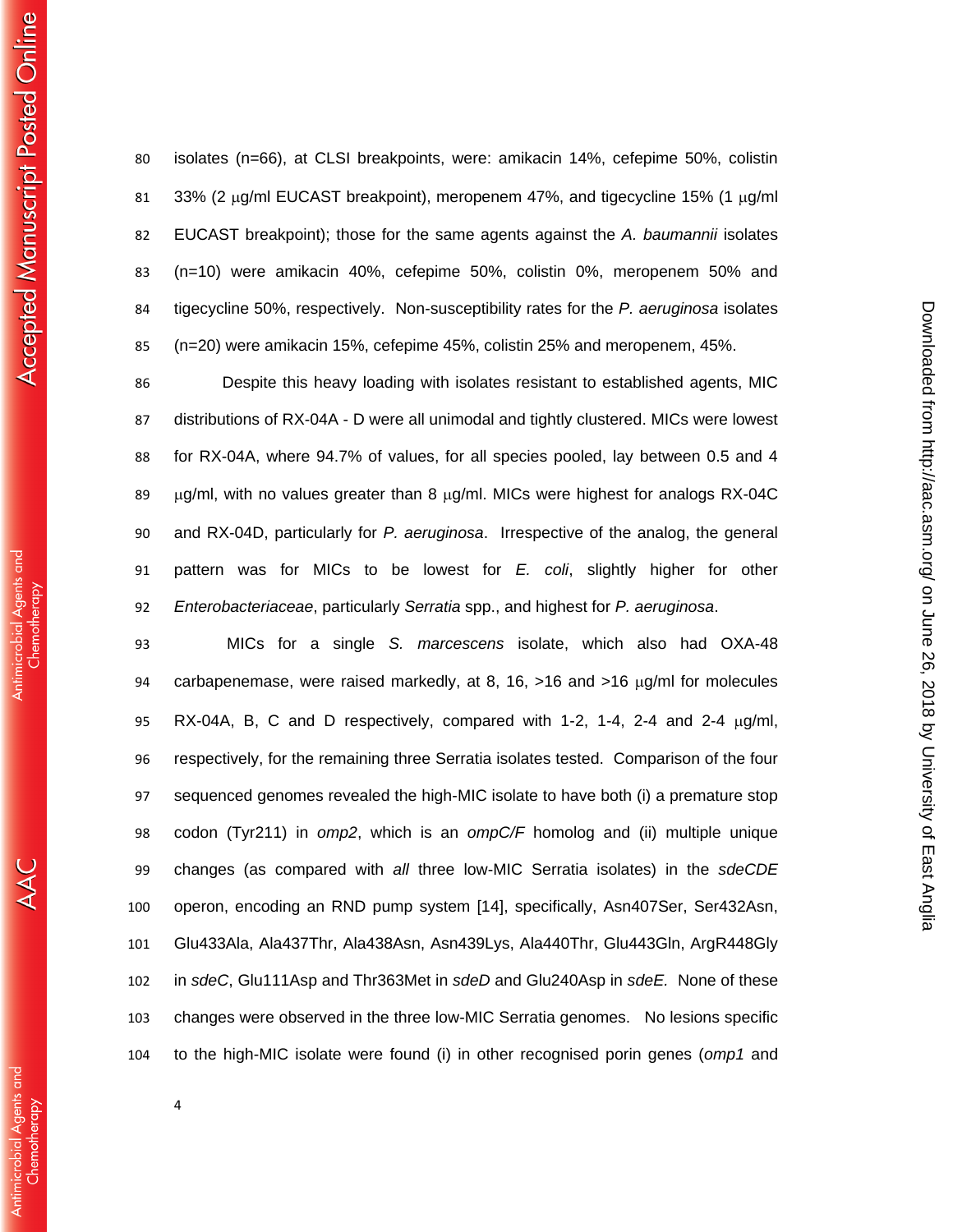isolates (n=66), at CLSI breakpoints, were: amikacin 14%, cefepime 50%, colistin 33% (2 μg/ml EUCAST breakpoint), meropenem 47%, and tigecycline 15% (1 μg/ml EUCAST breakpoint); those for the same agents against the *A. baumannii* isolates (n=10) were amikacin 40%, cefepime 50%, colistin 0%, meropenem 50% and tigecycline 50%, respectively. Non-susceptibility rates for the *P. aeruginosa* isolates (n=20) were amikacin 15%, cefepime 45%, colistin 25% and meropenem, 45%.

Despite this heavy loading with isolates resistant to established agents, MIC distributions of RX-04A - D were all unimodal and tightly clustered. MICs were lowest for RX-04A, where 94.7% of values, for all species pooled, lay between 0.5 and 4 μg/ml, with no values greater than 8 μg/ml. MICs were highest for analogs RX-04C and RX-04D, particularly for *P. aeruginosa*. Irrespective of the analog, the general pattern was for MICs to be lowest for *E. coli*, slightly higher for other *Enterobacteriaceae*, particularly *Serratia* spp., and highest for *P. aeruginosa*.

MICs for a single *S. marcescens* isolate, which also had OXA-48 carbapenemase, were raised markedly, at 8, 16, >16 and >16 μg/ml for molecules RX-04A, B, C and D respectively, compared with 1-2, 1-4, 2-4 and 2-4 μg/ml, respectively, for the remaining three Serratia isolates tested. Comparison of the four sequenced genomes revealed the high-MIC isolate to have both (i) a premature stop codon (Tyr211) in *omp2*, which is an *ompC/F* homolog and (ii) multiple unique changes (as compared with *all* three low-MIC Serratia isolates) in the *sdeCDE* operon, encoding an RND pump system [14], specifically, Asn407Ser, Ser432Asn, Glu433Ala, Ala437Thr, Ala438Asn, Asn439Lys, Ala440Thr, Glu443Gln, ArgR448Gly in *sdeC*, Glu111Asp and Thr363Met in *sdeD* and Glu240Asp in *sdeE.* None of these changes were observed in the three low-MIC Serratia genomes. No lesions specific to the high-MIC isolate were found (i) in other recognised porin genes (*omp1* and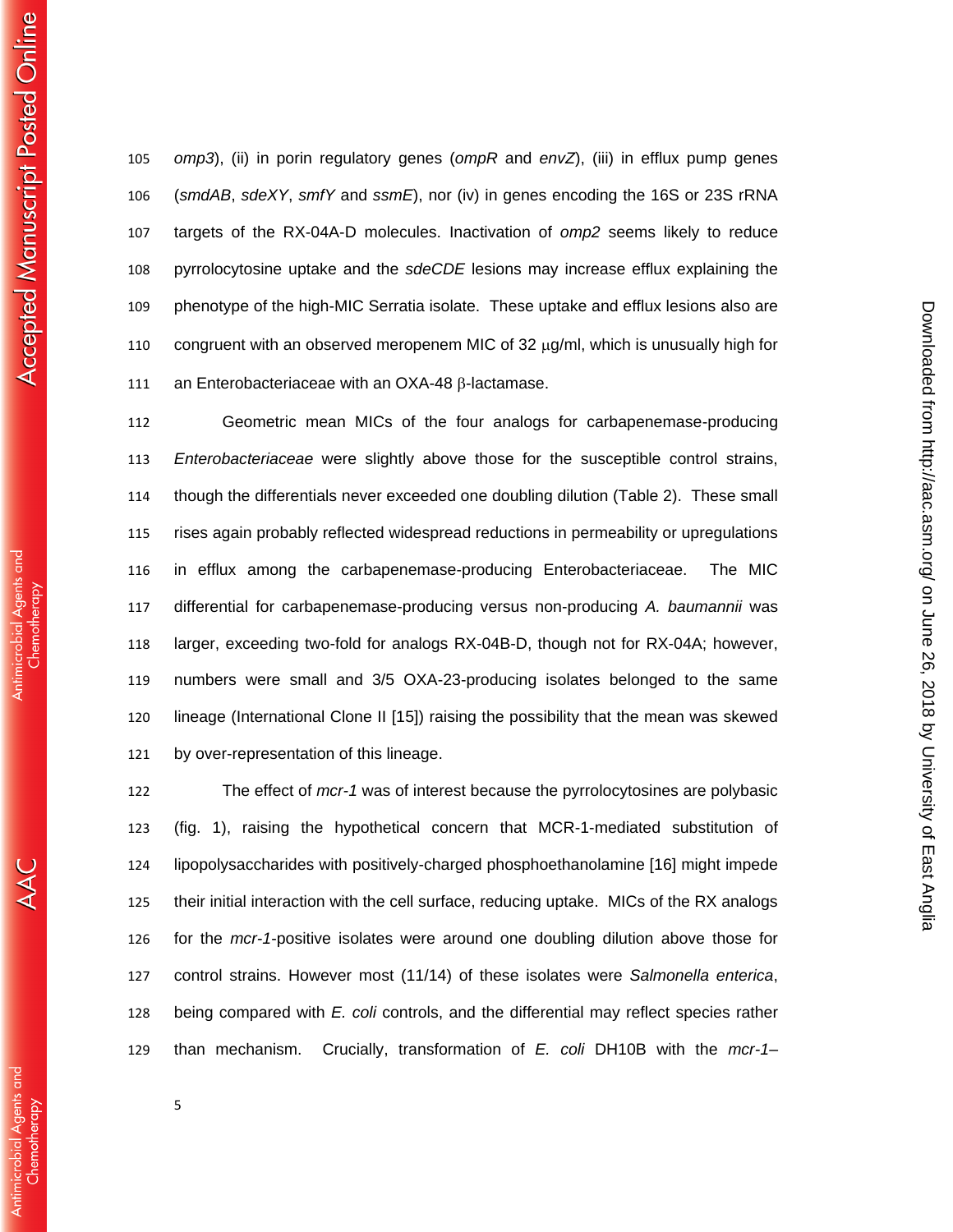omp3), (ii) in porin regulatory genes (*ompR* and *envZ*), (iii) in efflux pump genes (*smdAB*, *sdeXY*, *smfY* and *ssmE*), nor (iv) in genes encoding the 16S or 23S rRNA targets of the RX-04A-D molecules. Inactivation of *omp2* seems likely to reduce pyrrolocytosine uptake and the *sdeCDE* lesions may increase efflux explaining the phenotype of the high-MIC Serratia isolate. These uptake and efflux lesions also are congruent with an observed meropenem MIC of 32 μg/ml, which is unusually high for an Enterobacteriaceae with an OXA-48 β-lactamase.

Geometric mean MICs of the four analogs for carbapenemase-producing *Enterobacteriaceae* were slightly above those for the susceptible control strains, though the differentials never exceeded one doubling dilution (Table 2). These small rises again probably reflected widespread reductions in permeability or upregulations in efflux among the carbapenemase-producing Enterobacteriaceae. The MIC differential for carbapenemase-producing versus non-producing *A. baumannii* was larger, exceeding two-fold for analogs RX-04B-D, though not for RX-04A; however, numbers were small and 3/5 OXA-23-producing isolates belonged to the same lineage (International Clone II [15]) raising the possibility that the mean was skewed by over-representation of this lineage.

The effect of *mcr-1* was of interest because the pyrrolocytosines are polybasic (fig. 1), raising the hypothetical concern that MCR-1-mediated substitution of lipopolysaccharides with positively-charged phosphoethanolamine [16] might impede their initial interaction with the cell surface, reducing uptake. MICs of the RX analogs for the *mcr-1*-positive isolates were around one doubling dilution above those for control strains. However most (11/14) of these isolates were *Salmonella enterica*, being compared with *E. coli* controls, and the differential may reflect species rather than mechanism. Crucially, transformation of *E. coli* DH10B with the *mcr-1*–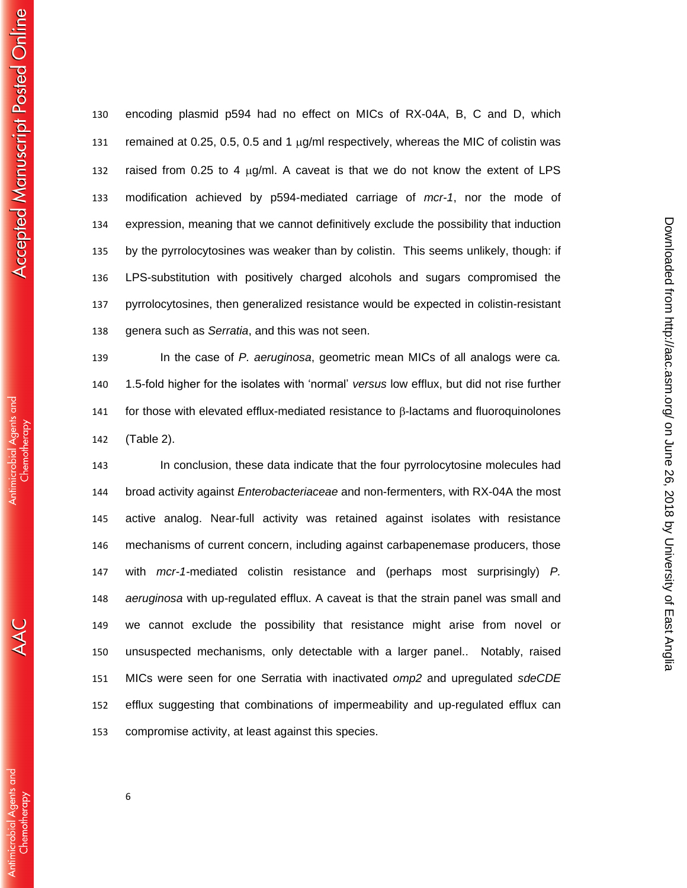encoding plasmid p594 had no effect on MICs of RX-04A, B, C and D, which remained at 0.25, 0.5, 0.5 and 1 μg/ml respectively, whereas the MIC of colistin was raised from 0.25 to 4 μg/ml. A caveat is that we do not know the extent of LPS modification achieved by p594-mediated carriage of *mcr-1*, nor the mode of expression, meaning that we cannot definitively exclude the possibility that induction by the pyrrolocytosines was weaker than by colistin. This seems unlikely, though: if LPS-substitution with positively charged alcohols and sugars compromised the pyrrolocytosines, then generalized resistance would be expected in colistin-resistant genera such as *Serratia*, and this was not seen.

In the case of *P. aeruginosa*, geometric mean MICs of all analogs were ca. 1.5-fold higher for the isolates with 'normal' *versus* low efflux, but did not rise further for those with elevated efflux-mediated resistance to β-lactams and fluoroquinolones (Table 2).

In conclusion, these data indicate that the four pyrrolocytosine molecules had broad activity against *Enterobacteriaceae* and non-fermenters, with RX-04A the most active analog. Near-full activity was retained against isolates with resistance mechanisms of current concern, including against carbapenemase producers, those with *mcr-1*-mediated colistin resistance and (perhaps most surprisingly) *P. aeruginosa* with up-regulated efflux. A caveat is that the strain panel was small and we cannot exclude the possibility that resistance might arise from novel or unsuspected mechanisms, only detectable with a larger panel.. Notably, raised MICs were seen for one Serratia with inactivated *omp2* and upregulated *sdeCDE* efflux suggesting that combinations of impermeability and up-regulated efflux can compromise activity, at least against this species.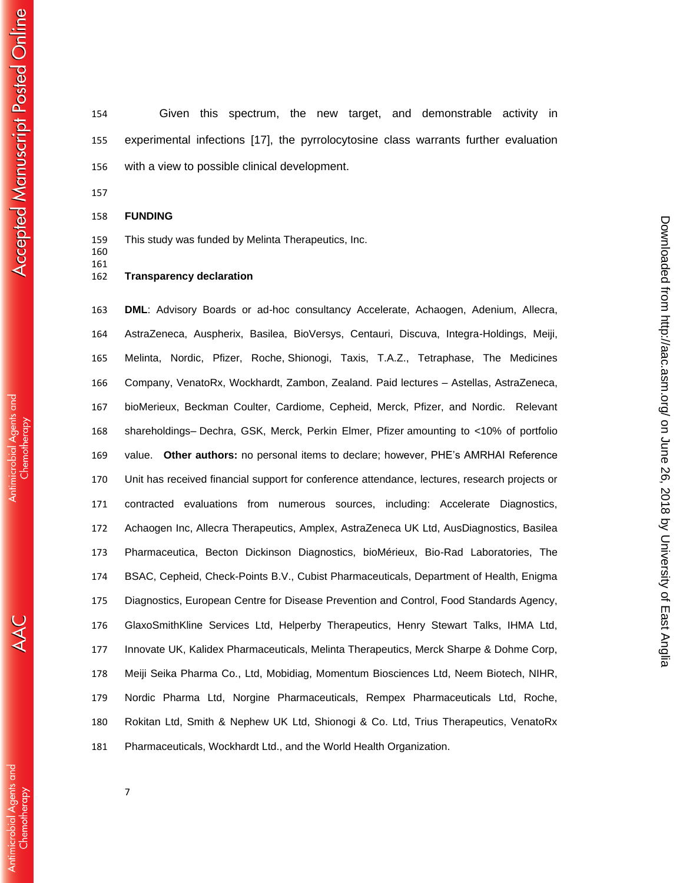Given this spectrum, the new target, and demonstrable activity in experimental infections [17], the pyrrolocytosine class warrants further evaluation with a view to possible clinical development.

## FUNDING

This study was funded by Melinta Therapeutics, Inc.

## Transparency declaration

**DML**: Advisory Boards or ad-hoc consultancy Accelerate, Achaogen, Adenium, Allecra, AstraZeneca, Auspherix, Basilea, BioVersys, Centauri, Discuva, Integra-Holdings, Meiji, Melinta, Nordic, Pfizer, Roche, Shionogi, Taxis, T.A.Z., Tetraphase, The Medicines Company, VenatoRx, Wockhardt, Zambon, Zealand. Paid lectures – Astellas, AstraZeneca, bioMerieux, Beckman Coulter, Cardiome, Cepheid, Merck, Pfizer, and Nordic. Relevant shareholdings– Dechra, GSK, Merck, Perkin Elmer, Pfizer amounting to <10% of portfolio value. **Other authors:** no personal items to declare; however, PHE's AMRHAI Reference Unit has received financial support for conference attendance, lectures, research projects or contracted evaluations from numerous sources, including: Accelerate Diagnostics, Achaogen Inc, Allecra Therapeutics, Amplex, AstraZeneca UK Ltd, AusDiagnostics, Basilea Pharmaceutica, Becton Dickinson Diagnostics, bioMérieux, Bio-Rad Laboratories, The BSAC, Cepheid, Check-Points B.V., Cubist Pharmaceuticals, Department of Health, Enigma Diagnostics, European Centre for Disease Prevention and Control, Food Standards Agency, GlaxoSmithKline Services Ltd, Helperby Therapeutics, Henry Stewart Talks, IHMA Ltd, Innovate UK, Kalidex Pharmaceuticals, Melinta Therapeutics, Merck Sharpe & Dohme Corp, Meiji Seika Pharma Co., Ltd, Mobidiag, Momentum Biosciences Ltd, Neem Biotech, NIHR, Nordic Pharma Ltd, Norgine Pharmaceuticals, Rempex Pharmaceuticals Ltd, Roche, Rokitan Ltd, Smith & Nephew UK Ltd, Shionogi & Co. Ltd, Trius Therapeutics, VenatoRx Pharmaceuticals, Wockhardt Ltd., and the World Health Organization.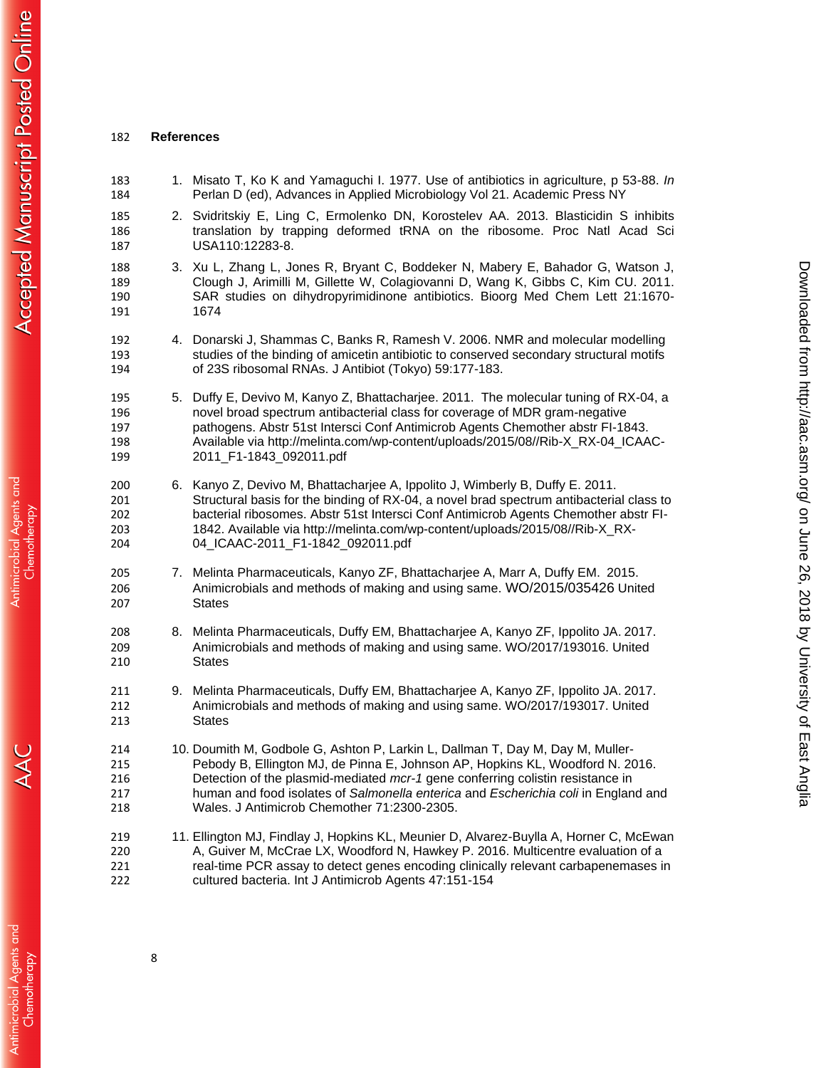## References

1. Misato T, Ko K and Yamaguchi I. 1977. Use of antibiotics in agriculture, p 53-88. *In* Perlan D (ed), Advances in Applied Microbiology Vol 21. Academic Press NY
2. Svidritskiy E, Ling C, Ermolenko DN, Korostelev AA. 2013. Blasticidin S inhibits translation by trapping deformed tRNA on the ribosome. Proc Natl Acad Sci USA110:12283-8.
3. Xu L, Zhang L, Jones R, Bryant C, Boddeker N, Mabery E, Bahador G, Watson J, Clough J, Arimilli M, Gillette W, Colagiovanni D, Wang K, Gibbs C, Kim CU. 2011. SAR studies on dihydropyrimidinone antibiotics. Bioorg Med Chem Lett 21:1670-1674
4. Donarski J, Shammas C, Banks R, Ramesh V. 2006. NMR and molecular modelling studies of the binding of amicetin antibiotic to conserved secondary structural motifs of 23S ribosomal RNAs. J Antibiot (Tokyo) 59:177-183.
5. Duffy E, Devivo M, Kanyo Z, Bhattacharjee. 2011. The molecular tuning of RX-04, a novel broad spectrum antibacterial class for coverage of MDR gram-negative pathogens. Abstr 51st Intersci Conf Antimicrob Agents Chemother abstr FI-1843. Available via http://melinta.com/wp-content/uploads/2015/08//Rib-X_RX-04_ICAAC-2011_F1-1843_092011.pdf
6. Kanyo Z, Devivo M, Bhattacharjee A, Ippolito J, Wimberly B, Duffy E. 2011. Structural basis for the binding of RX-04, a novel brad spectrum antibacterial class to bacterial ribosomes. Abstr 51st Intersci Conf Antimicrob Agents Chemother abstr FI-1842. Available via http://melinta.com/wp-content/uploads/2015/08//Rib-X_RX-04_ICAAC-2011_F1-1842_092011.pdf
7. Melinta Pharmaceuticals, Kanyo ZF, Bhattacharjee A, Marr A, Duffy EM. 2015. Animicrobials and methods of making and using same. WO/2015/035426 United States
8. Melinta Pharmaceuticals, Duffy EM, Bhattacharjee A, Kanyo ZF, Ippolito JA. 2017. Animicrobials and methods of making and using same. WO/2017/193016. United States
9. Melinta Pharmaceuticals, Duffy EM, Bhattacharjee A, Kanyo ZF, Ippolito JA. 2017. Animicrobials and methods of making and using same. WO/2017/193017. United States
10. Doumith M, Godbole G, Ashton P, Larkin L, Dallman T, Day M, Day M, Muller-Pebody B, Ellington MJ, de Pinna E, Johnson AP, Hopkins KL, Woodford N. 2016. Detection of the plasmid-mediated *mcr-1* gene conferring colistin resistance in human and food isolates of *Salmonella enterica* and *Escherichia coli* in England and Wales. J Antimicrob Chemother 71:2300-2305.
11. Ellington MJ, Findlay J, Hopkins KL, Meunier D, Alvarez-Buylla A, Horner C, McEwan A, Guiver M, McCrae LX, Woodford N, Hawkey P. 2016. Multicentre evaluation of a real-time PCR assay to detect genes encoding clinically relevant carbapenemases in cultured bacteria. Int J Antimicrob Agents 47:151-154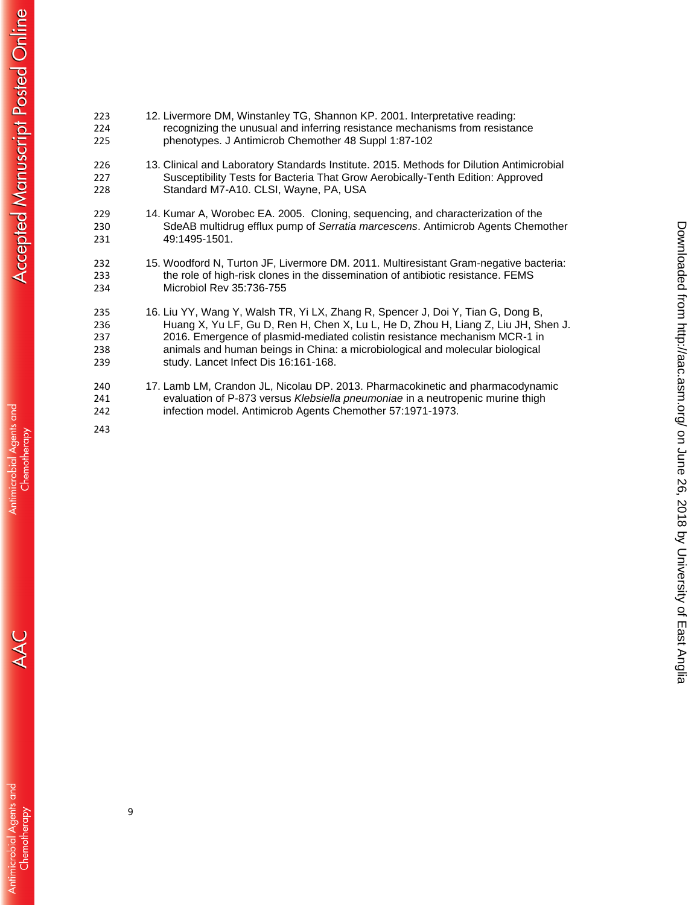12. Livermore DM, Winstanley TG, Shannon KP. 2001. Interpretative reading: recognizing the unusual and inferring resistance mechanisms from resistance phenotypes. J Antimicrob Chemother 48 Suppl 1:87-102

13. Clinical and Laboratory Standards Institute. 2015. Methods for Dilution Antimicrobial Susceptibility Tests for Bacteria That Grow Aerobically-Tenth Edition: Approved Standard M7-A10. CLSI, Wayne, PA, USA

14. Kumar A, Worobec EA. 2005. Cloning, sequencing, and characterization of the SdeAB multidrug efflux pump of *Serratia marcescens*. Antimicrob Agents Chemother 49:1495-1501.

15. Woodford N, Turton JF, Livermore DM. 2011. Multiresistant Gram-negative bacteria: the role of high-risk clones in the dissemination of antibiotic resistance. FEMS Microbiol Rev 35:736-755

16. Liu YY, Wang Y, Walsh TR, Yi LX, Zhang R, Spencer J, Doi Y, Tian G, Dong B, Huang X, Yu LF, Gu D, Ren H, Chen X, Lu L, He D, Zhou H, Liang Z, Liu JH, Shen J. 2016. Emergence of plasmid-mediated colistin resistance mechanism MCR-1 in animals and human beings in China: a microbiological and molecular biological study. Lancet Infect Dis 16:161-168.

17. Lamb LM, Crandon JL, Nicolau DP. 2013. Pharmacokinetic and pharmacodynamic evaluation of P-873 versus *Klebsiella pneumoniae* in a neutropenic murine thigh infection model. Antimicrob Agents Chemother 57:1971-1973.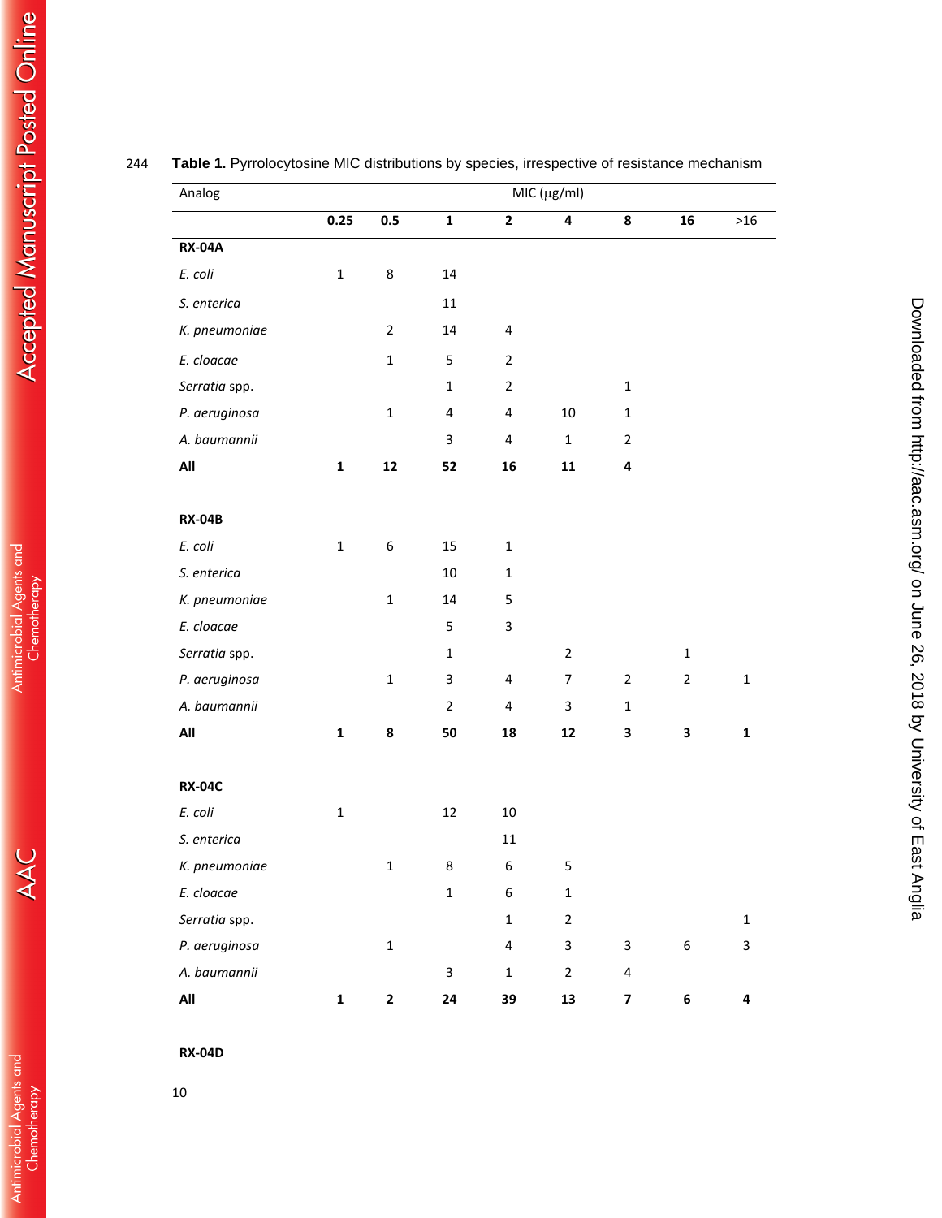**Table 1.** Pyrrolocytosine MIC distributions by species, irrespective of resistance mechanism

| Analog | MIC (μg/ml) | | | | | | | |
|---|---|---|---|---|---|---|---|---|
| | **0.25** | **0.5** | **1** | **2** | **4** | **8** | **16** | >16 |
| **RX-04A** | | | | | | | | |
| *E. coli* | 1 | 8 | 14 | | | | | |
| *S. enterica* | | | 11 | | | | | |
| *K. pneumoniae* | | 2 | 14 | 4 | | | | |
| *E. cloacae* | | 1 | 5 | 2 | | | | |
| *Serratia* spp. | | | 1 | 2 | | 1 | | |
| *P. aeruginosa* | | 1 | 4 | 4 | 10 | 1 | | |
| *A. baumannii* | | | 3 | 4 | 1 | 2 | | |
| **All** | **1** | **12** | **52** | **16** | **11** | **4** | | |
| | | | | | | | | |
| **RX-04B** | | | | | | | | |
| *E. coli* | 1 | 6 | 15 | 1 | | | | |
| *S. enterica* | | | 10 | 1 | | | | |
| *K. pneumoniae* | | 1 | 14 | 5 | | | | |
| *E. cloacae* | | | 5 | 3 | | | | |
| *Serratia* spp. | | | 1 | | 2 | | 1 | |
| *P. aeruginosa* | | 1 | 3 | 4 | 7 | 2 | 2 | 1 |
| *A. baumannii* | | | 2 | 4 | 3 | 1 | | |
| **All** | **1** | **8** | **50** | **18** | **12** | **3** | **3** | **1** |
| | | | | | | | | |
| **RX-04C** | | | | | | | | |
| *E. coli* | 1 | | 12 | 10 | | | | |
| *S. enterica* | | | | 11 | | | | |
| *K. pneumoniae* | | 1 | 8 | 6 | 5 | | | |
| *E. cloacae* | | | 1 | 6 | 1 | | | |
| *Serratia* spp. | | | | 1 | 2 | | | 1 |
| *P. aeruginosa* | | 1 | | 4 | 3 | 3 | 6 | 3 |
| *A. baumannii* | | | 3 | 1 | 2 | 4 | | |
| **All** | **1** | **2** | **24** | **39** | **13** | **7** | **6** | **4** |
| | | | | | | | | |
| **RX-04D** | | | | | | | | |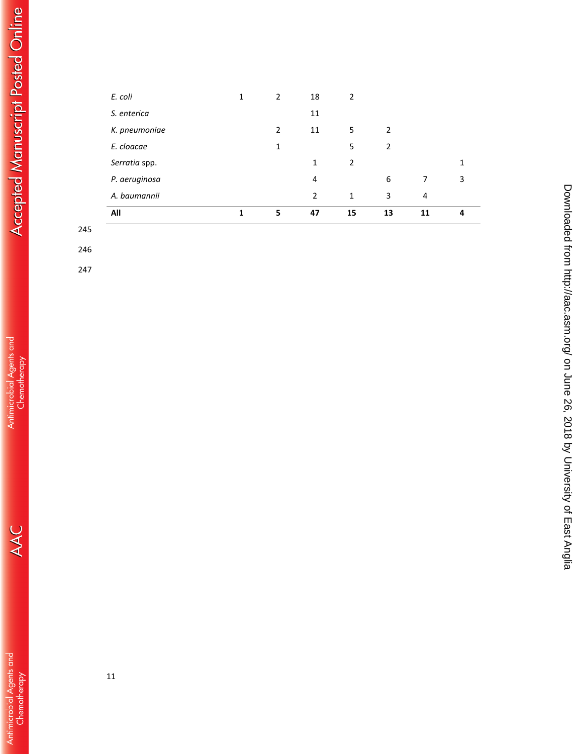| | | | | | | | |
|---|---|---|---|---|---|---|---|
| *E. coli* | 1 | 2 | 18 | 2 | | | |
| *S. enterica* | | | 11 | | | | |
| *K. pneumoniae* | | 2 | 11 | 5 | 2 | | |
| *E. cloacae* | | 1 | | 5 | 2 | | |
| *Serratia* spp. | | | 1 | 2 | | | 1 |
| *P. aeruginosa* | | | 4 | | 6 | 7 | 3 |
| *A. baumannii* | | | 2 | 1 | 3 | 4 | |
| **All** | **1** | **5** | **47** | **15** | **13** | **11** | **4** |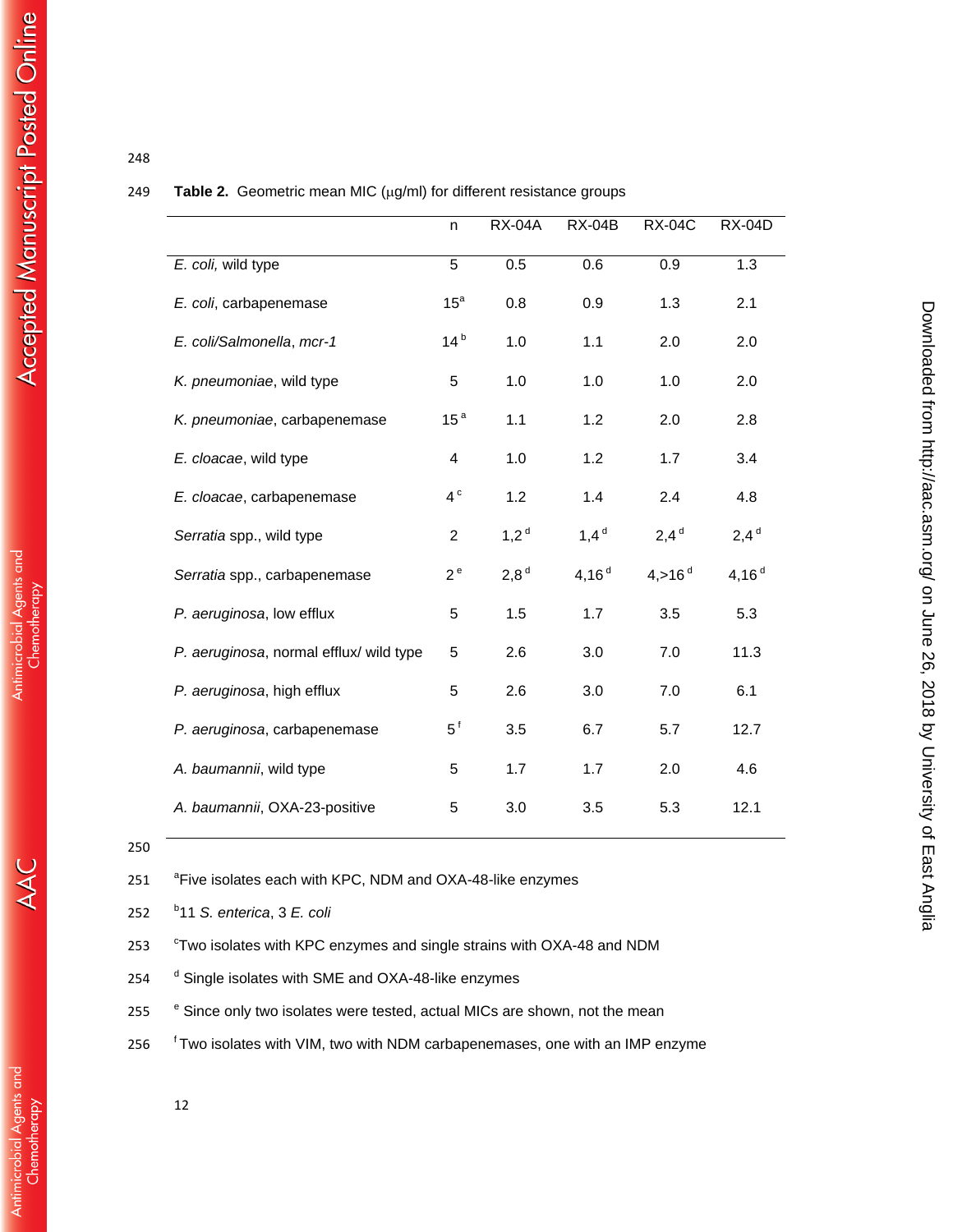**Table 2.** Geometric mean MIC (μg/ml) for different resistance groups

| | n | RX-04A | RX-04B | RX-04C | RX-04D |
|---|---|---|---|---|---|
| *E. coli,* wild type | 5 | 0.5 | 0.6 | 0.9 | 1.3 |
| *E. coli*, carbapenemase | 15[a] | 0.8 | 0.9 | 1.3 | 2.1 |
| *E. coli/Salmonella*, *mcr-1* | 14[b] | 1.0 | 1.1 | 2.0 | 2.0 |
| *K. pneumoniae*, wild type | 5 | 1.0 | 1.0 | 1.0 | 2.0 |
| *K. pneumoniae*, carbapenemase | 15[a] | 1.1 | 1.2 | 2.0 | 2.8 |
| *E. cloacae*, wild type | 4 | 1.0 | 1.2 | 1.7 | 3.4 |
| *E. cloacae*, carbapenemase | 4[c] | 1.2 | 1.4 | 2.4 | 4.8 |
| *Serratia* spp., wild type | 2 | 1,2[d] | 1,4[d] | 2,4[d] | 2,4[d] |
| *Serratia* spp., carbapenemase | 2[e] | 2,8[d] | 4,16[d] | 4,>16[d] | 4,16[d] |
| *P. aeruginosa*, low efflux | 5 | 1.5 | 1.7 | 3.5 | 5.3 |
| *P. aeruginosa*, normal efflux/ wild type | 5 | 2.6 | 3.0 | 7.0 | 11.3 |
| *P. aeruginosa*, high efflux | 5 | 2.6 | 3.0 | 7.0 | 6.1 |
| *P. aeruginosa*, carbapenemase | 5[f] | 3.5 | 6.7 | 5.7 | 12.7 |
| *A. baumannii*, wild type | 5 | 1.7 | 1.7 | 2.0 | 4.6 |
| *A. baumannii*, OXA-23-positive | 5 | 3.0 | 3.5 | 5.3 | 12.1 |

[a]Five isolates each with KPC, NDM and OXA-48-like enzymes

[b]11 *S. enterica*, 3 *E. coli*

[c]Two isolates with KPC enzymes and single strains with OXA-48 and NDM

[d] Single isolates with SME and OXA-48-like enzymes

[e] Since only two isolates were tested, actual MICs are shown, not the mean

[f] Two isolates with VIM, two with NDM carbapenemases, one with an IMP enzyme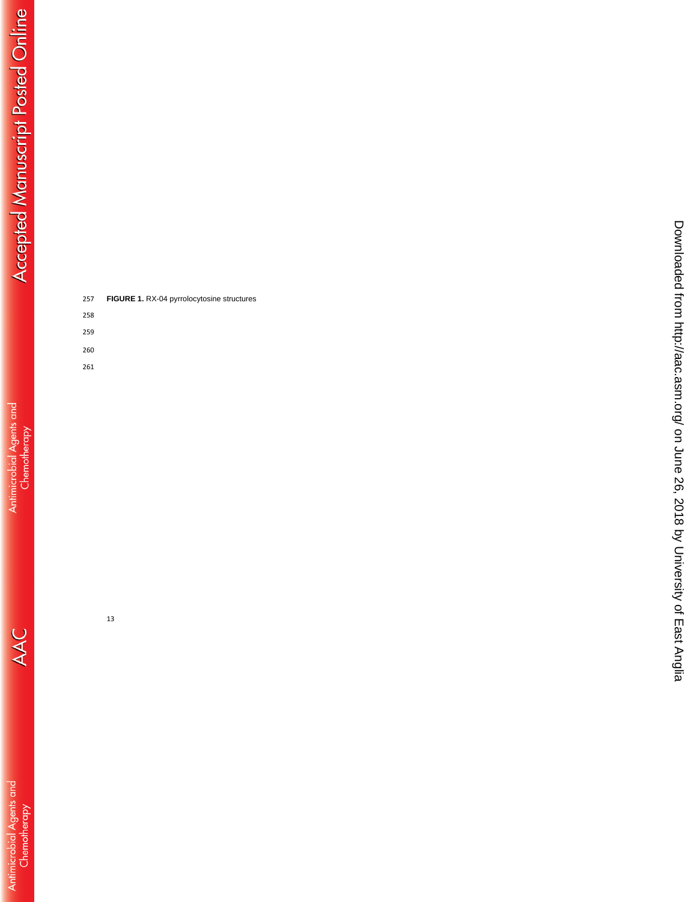**FIGURE 1.** RX-04 pyrrolocytosine structures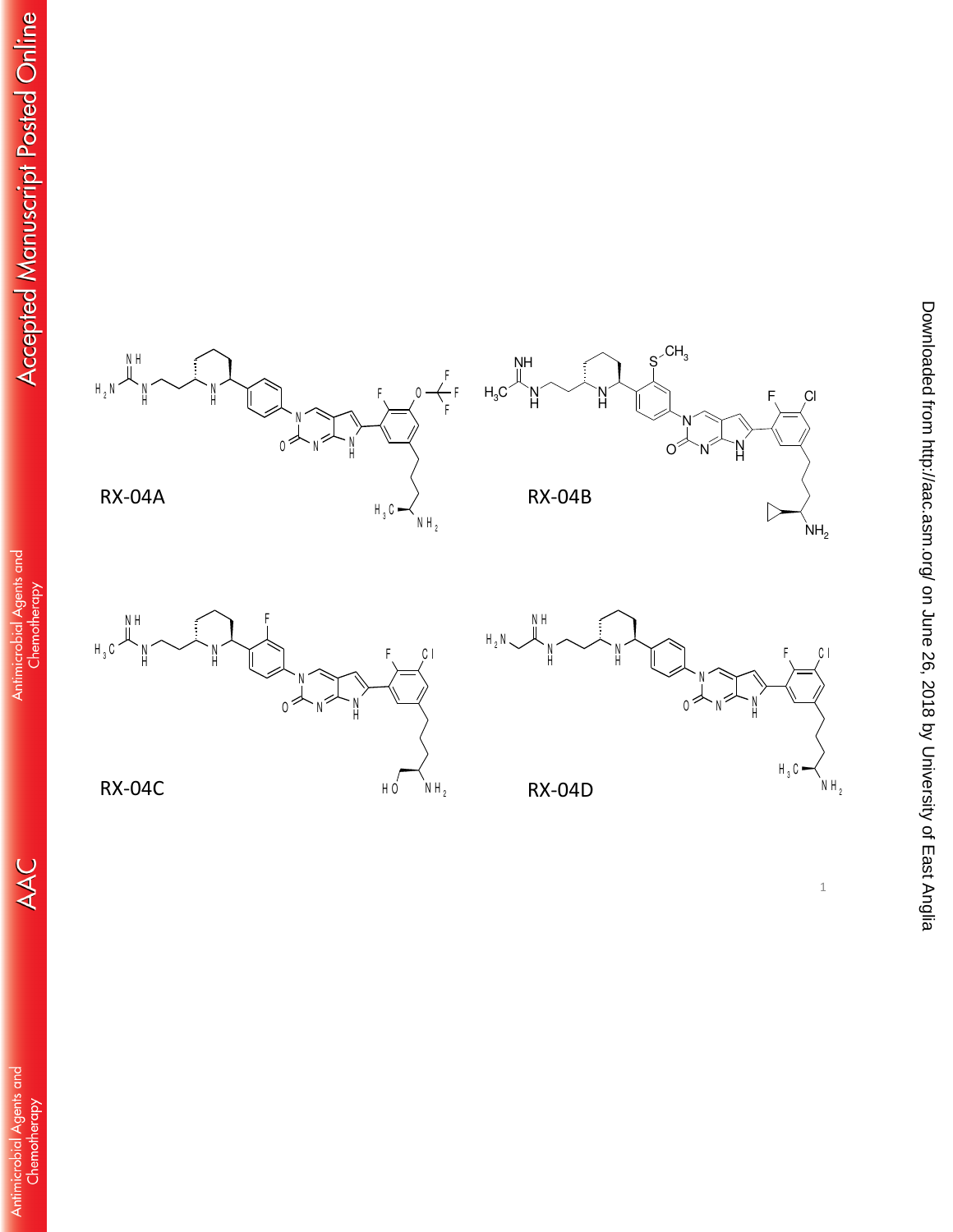RX-04A

RX-04B

RX-04C

RX-04D